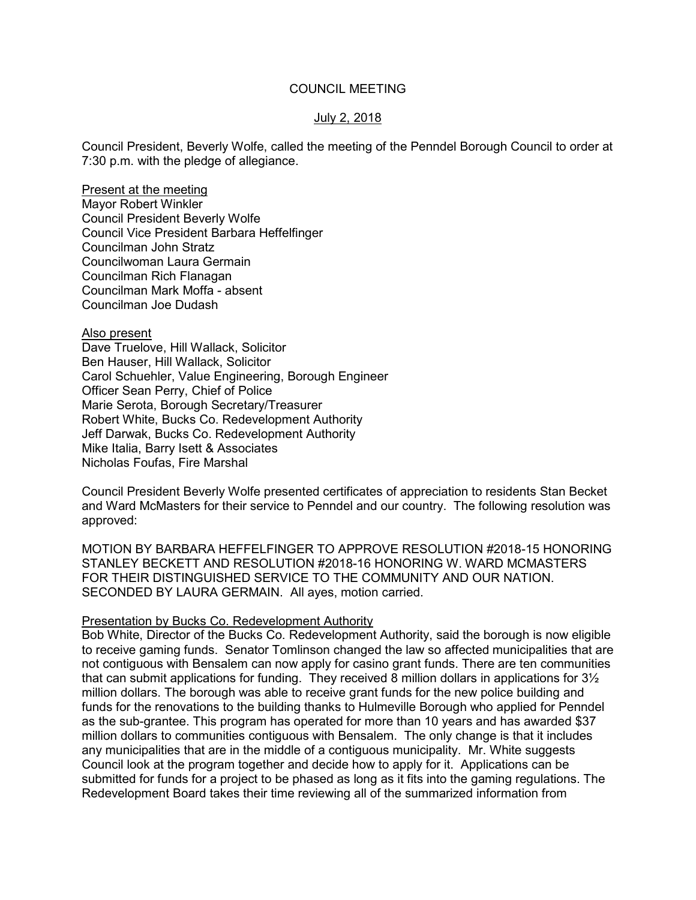# COUNCIL MEETING

## July 2, 2018

Council President, Beverly Wolfe, called the meeting of the Penndel Borough Council to order at 7:30 p.m. with the pledge of allegiance.

Present at the meeting
Mayor Robert Winkler
Council President Beverly Wolfe
Council Vice President Barbara Heffelfinger
Councilman John Stratz
Councilwoman Laura Germain
Councilman Rich Flanagan
Councilman Mark Moffa - absent
Councilman Joe Dudash

Also present
Dave Truelove, Hill Wallack, Solicitor
Ben Hauser, Hill Wallack, Solicitor
Carol Schuehler, Value Engineering, Borough Engineer
Officer Sean Perry, Chief of Police
Marie Serota, Borough Secretary/Treasurer
Robert White, Bucks Co. Redevelopment Authority
Jeff Darwak, Bucks Co. Redevelopment Authority
Mike Italia, Barry Isett & Associates
Nicholas Foufas, Fire Marshal

Council President Beverly Wolfe presented certificates of appreciation to residents Stan Becket and Ward McMasters for their service to Penndel and our country. The following resolution was approved:

MOTION BY BARBARA HEFFELFINGER TO APPROVE RESOLUTION #2018-15 HONORING STANLEY BECKETT AND RESOLUTION #2018-16 HONORING W. WARD MCMASTERS FOR THEIR DISTINGUISHED SERVICE TO THE COMMUNITY AND OUR NATION. SECONDED BY LAURA GERMAIN. All ayes, motion carried.

Presentation by Bucks Co. Redevelopment Authority
Bob White, Director of the Bucks Co. Redevelopment Authority, said the borough is now eligible to receive gaming funds. Senator Tomlinson changed the law so affected municipalities that are not contiguous with Bensalem can now apply for casino grant funds. There are ten communities that can submit applications for funding. They received 8 million dollars in applications for 3½ million dollars. The borough was able to receive grant funds for the new police building and funds for the renovations to the building thanks to Hulmeville Borough who applied for Penndel as the sub-grantee. This program has operated for more than 10 years and has awarded $37 million dollars to communities contiguous with Bensalem. The only change is that it includes any municipalities that are in the middle of a contiguous municipality. Mr. White suggests Council look at the program together and decide how to apply for it. Applications can be submitted for funds for a project to be phased as long as it fits into the gaming regulations. The Redevelopment Board takes their time reviewing all of the summarized information from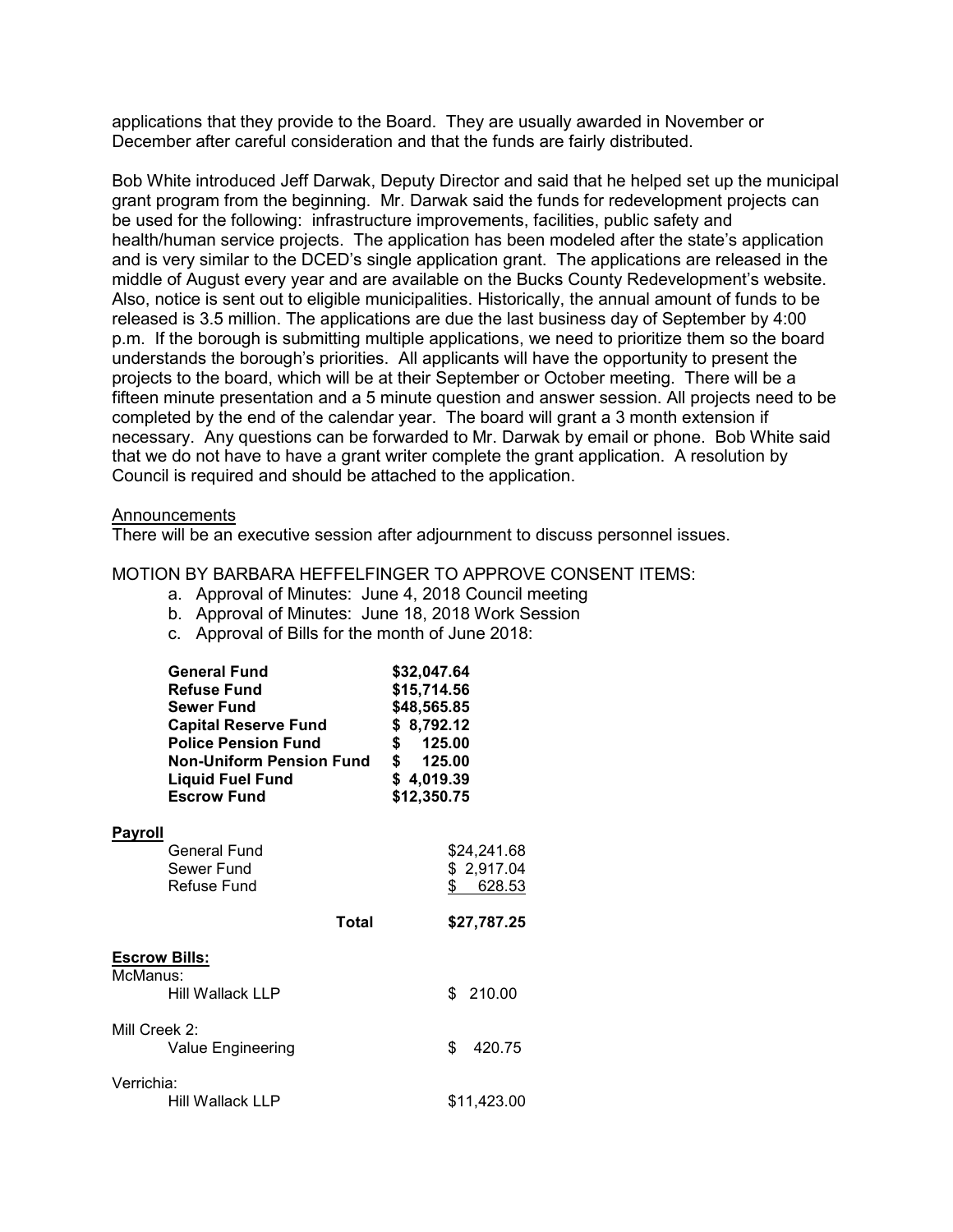applications that they provide to the Board. They are usually awarded in November or December after careful consideration and that the funds are fairly distributed.

Bob White introduced Jeff Darwak, Deputy Director and said that he helped set up the municipal grant program from the beginning. Mr. Darwak said the funds for redevelopment projects can be used for the following: infrastructure improvements, facilities, public safety and health/human service projects. The application has been modeled after the state's application and is very similar to the DCED's single application grant. The applications are released in the middle of August every year and are available on the Bucks County Redevelopment's website. Also, notice is sent out to eligible municipalities. Historically, the annual amount of funds to be released is 3.5 million. The applications are due the last business day of September by 4:00 p.m. If the borough is submitting multiple applications, we need to prioritize them so the board understands the borough's priorities. All applicants will have the opportunity to present the projects to the board, which will be at their September or October meeting. There will be a fifteen minute presentation and a 5 minute question and answer session. All projects need to be completed by the end of the calendar year. The board will grant a 3 month extension if necessary. Any questions can be forwarded to Mr. Darwak by email or phone. Bob White said that we do not have to have a grant writer complete the grant application. A resolution by Council is required and should be attached to the application.

Announcements

There will be an executive session after adjournment to discuss personnel issues.

MOTION BY BARBARA HEFFELFINGER TO APPROVE CONSENT ITEMS:

a. Approval of Minutes: June 4, 2018 Council meeting
b. Approval of Minutes: June 18, 2018 Work Session
c. Approval of Bills for the month of June 2018:

| | |
|---|---|
| **General Fund** | **$32,047.64** |
| **Refuse Fund** | **$15,714.56** |
| **Sewer Fund** | **$48,565.85** |
| **Capital Reserve Fund** | **$ 8,792.12** |
| **Police Pension Fund** | **$ 125.00** |
| **Non-Uniform Pension Fund** | **$ 125.00** |
| **Liquid Fuel Fund** | **$ 4,019.39** |
| **Escrow Fund** | **$12,350.75** |

**Payroll**

| | |
|---|---|
| General Fund | $24,241.68 |
| Sewer Fund | $ 2,917.04 |
| Refuse Fund | $ 628.53 |
| **Total** | **$27,787.25** |

**Escrow Bills:**

| | |
|---|---|
| McManus: | |
| Hill Wallack LLP | $ 210.00 |
| Mill Creek 2: | |
| Value Engineering | $ 420.75 |
| Verrichia: | |
| Hill Wallack LLP | $11,423.00 |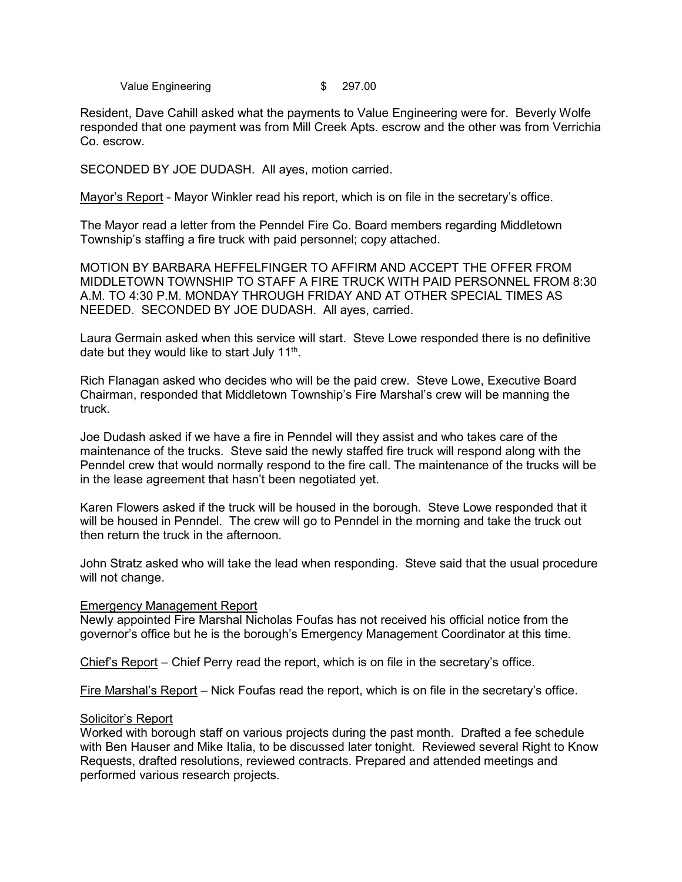Value Engineering $ 297.00

Resident, Dave Cahill asked what the payments to Value Engineering were for. Beverly Wolfe responded that one payment was from Mill Creek Apts. escrow and the other was from Verrichia Co. escrow.

SECONDED BY JOE DUDASH. All ayes, motion carried.

Mayor's Report - Mayor Winkler read his report, which is on file in the secretary's office.

The Mayor read a letter from the Penndel Fire Co. Board members regarding Middletown Township's staffing a fire truck with paid personnel; copy attached.

MOTION BY BARBARA HEFFELFINGER TO AFFIRM AND ACCEPT THE OFFER FROM MIDDLETOWN TOWNSHIP TO STAFF A FIRE TRUCK WITH PAID PERSONNEL FROM 8:30 A.M. TO 4:30 P.M. MONDAY THROUGH FRIDAY AND AT OTHER SPECIAL TIMES AS NEEDED. SECONDED BY JOE DUDASH. All ayes, carried.

Laura Germain asked when this service will start. Steve Lowe responded there is no definitive date but they would like to start July 11th.

Rich Flanagan asked who decides who will be the paid crew. Steve Lowe, Executive Board Chairman, responded that Middletown Township's Fire Marshal's crew will be manning the truck.

Joe Dudash asked if we have a fire in Penndel will they assist and who takes care of the maintenance of the trucks. Steve said the newly staffed fire truck will respond along with the Penndel crew that would normally respond to the fire call. The maintenance of the trucks will be in the lease agreement that hasn't been negotiated yet.

Karen Flowers asked if the truck will be housed in the borough. Steve Lowe responded that it will be housed in Penndel. The crew will go to Penndel in the morning and take the truck out then return the truck in the afternoon.

John Stratz asked who will take the lead when responding. Steve said that the usual procedure will not change.

Emergency Management Report

Newly appointed Fire Marshal Nicholas Foufas has not received his official notice from the governor's office but he is the borough's Emergency Management Coordinator at this time.

Chief's Report – Chief Perry read the report, which is on file in the secretary's office.

Fire Marshal's Report – Nick Foufas read the report, which is on file in the secretary's office.

Solicitor's Report

Worked with borough staff on various projects during the past month. Drafted a fee schedule with Ben Hauser and Mike Italia, to be discussed later tonight. Reviewed several Right to Know Requests, drafted resolutions, reviewed contracts. Prepared and attended meetings and performed various research projects.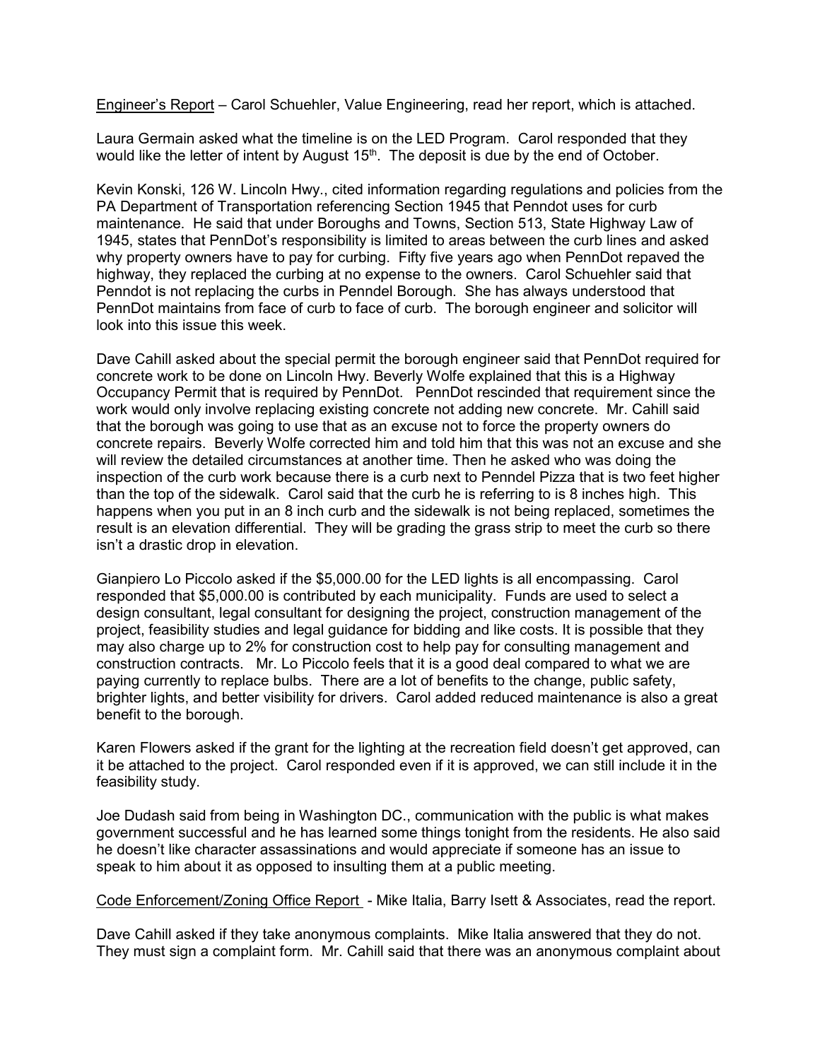Engineer's Report – Carol Schuehler, Value Engineering, read her report, which is attached.

Laura Germain asked what the timeline is on the LED Program. Carol responded that they would like the letter of intent by August 15th. The deposit is due by the end of October.

Kevin Konski, 126 W. Lincoln Hwy., cited information regarding regulations and policies from the PA Department of Transportation referencing Section 1945 that Penndot uses for curb maintenance. He said that under Boroughs and Towns, Section 513, State Highway Law of 1945, states that PennDot's responsibility is limited to areas between the curb lines and asked why property owners have to pay for curbing. Fifty five years ago when PennDot repaved the highway, they replaced the curbing at no expense to the owners. Carol Schuehler said that Penndot is not replacing the curbs in Penndel Borough. She has always understood that PennDot maintains from face of curb to face of curb. The borough engineer and solicitor will look into this issue this week.

Dave Cahill asked about the special permit the borough engineer said that PennDot required for concrete work to be done on Lincoln Hwy. Beverly Wolfe explained that this is a Highway Occupancy Permit that is required by PennDot. PennDot rescinded that requirement since the work would only involve replacing existing concrete not adding new concrete. Mr. Cahill said that the borough was going to use that as an excuse not to force the property owners do concrete repairs. Beverly Wolfe corrected him and told him that this was not an excuse and she will review the detailed circumstances at another time. Then he asked who was doing the inspection of the curb work because there is a curb next to Penndel Pizza that is two feet higher than the top of the sidewalk. Carol said that the curb he is referring to is 8 inches high. This happens when you put in an 8 inch curb and the sidewalk is not being replaced, sometimes the result is an elevation differential. They will be grading the grass strip to meet the curb so there isn't a drastic drop in elevation.

Gianpiero Lo Piccolo asked if the $5,000.00 for the LED lights is all encompassing. Carol responded that $5,000.00 is contributed by each municipality. Funds are used to select a design consultant, legal consultant for designing the project, construction management of the project, feasibility studies and legal guidance for bidding and like costs. It is possible that they may also charge up to 2% for construction cost to help pay for consulting management and construction contracts. Mr. Lo Piccolo feels that it is a good deal compared to what we are paying currently to replace bulbs. There are a lot of benefits to the change, public safety, brighter lights, and better visibility for drivers. Carol added reduced maintenance is also a great benefit to the borough.

Karen Flowers asked if the grant for the lighting at the recreation field doesn't get approved, can it be attached to the project. Carol responded even if it is approved, we can still include it in the feasibility study.

Joe Dudash said from being in Washington DC., communication with the public is what makes government successful and he has learned some things tonight from the residents. He also said he doesn't like character assassinations and would appreciate if someone has an issue to speak to him about it as opposed to insulting them at a public meeting.

Code Enforcement/Zoning Office Report - Mike Italia, Barry Isett & Associates, read the report.

Dave Cahill asked if they take anonymous complaints. Mike Italia answered that they do not. They must sign a complaint form. Mr. Cahill said that there was an anonymous complaint about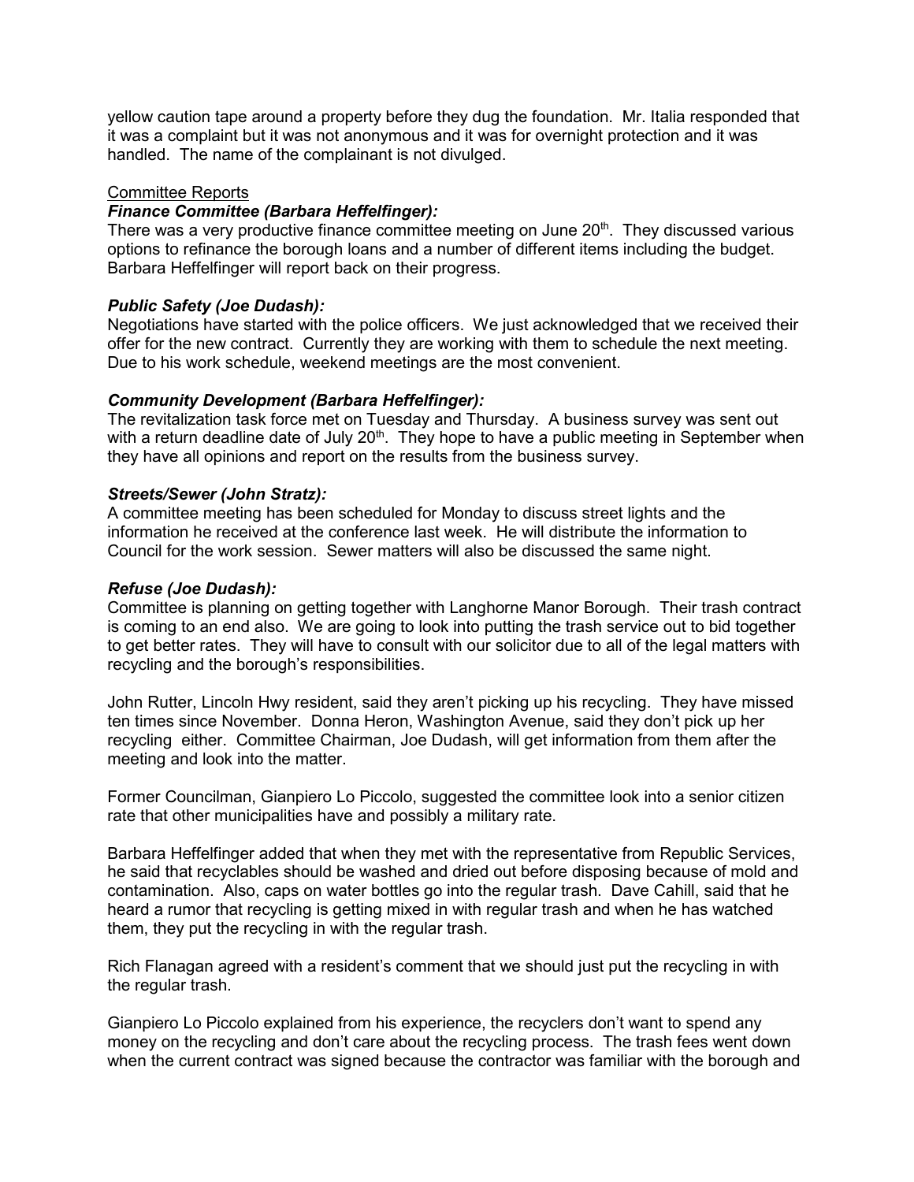yellow caution tape around a property before they dug the foundation. Mr. Italia responded that it was a complaint but it was not anonymous and it was for overnight protection and it was handled. The name of the complainant is not divulged.

Committee Reports

***Finance Committee (Barbara Heffelfinger):***

There was a very productive finance committee meeting on June 20th. They discussed various options to refinance the borough loans and a number of different items including the budget. Barbara Heffelfinger will report back on their progress.

***Public Safety (Joe Dudash):***

Negotiations have started with the police officers. We just acknowledged that we received their offer for the new contract. Currently they are working with them to schedule the next meeting. Due to his work schedule, weekend meetings are the most convenient.

***Community Development (Barbara Heffelfinger):***

The revitalization task force met on Tuesday and Thursday. A business survey was sent out with a return deadline date of July 20th. They hope to have a public meeting in September when they have all opinions and report on the results from the business survey.

***Streets/Sewer (John Stratz):***

A committee meeting has been scheduled for Monday to discuss street lights and the information he received at the conference last week. He will distribute the information to Council for the work session. Sewer matters will also be discussed the same night.

***Refuse (Joe Dudash):***

Committee is planning on getting together with Langhorne Manor Borough. Their trash contract is coming to an end also. We are going to look into putting the trash service out to bid together to get better rates. They will have to consult with our solicitor due to all of the legal matters with recycling and the borough's responsibilities.

John Rutter, Lincoln Hwy resident, said they aren't picking up his recycling. They have missed ten times since November. Donna Heron, Washington Avenue, said they don't pick up her recycling either. Committee Chairman, Joe Dudash, will get information from them after the meeting and look into the matter.

Former Councilman, Gianpiero Lo Piccolo, suggested the committee look into a senior citizen rate that other municipalities have and possibly a military rate.

Barbara Heffelfinger added that when they met with the representative from Republic Services, he said that recyclables should be washed and dried out before disposing because of mold and contamination. Also, caps on water bottles go into the regular trash. Dave Cahill, said that he heard a rumor that recycling is getting mixed in with regular trash and when he has watched them, they put the recycling in with the regular trash.

Rich Flanagan agreed with a resident's comment that we should just put the recycling in with the regular trash.

Gianpiero Lo Piccolo explained from his experience, the recyclers don't want to spend any money on the recycling and don't care about the recycling process. The trash fees went down when the current contract was signed because the contractor was familiar with the borough and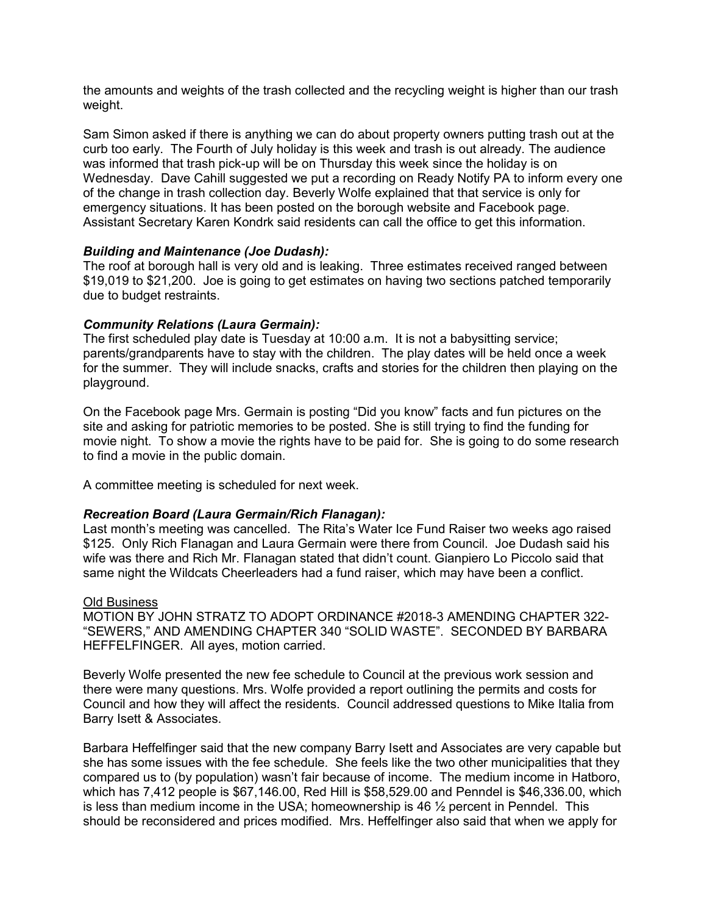the amounts and weights of the trash collected and the recycling weight is higher than our trash weight.

Sam Simon asked if there is anything we can do about property owners putting trash out at the curb too early. The Fourth of July holiday is this week and trash is out already. The audience was informed that trash pick-up will be on Thursday this week since the holiday is on Wednesday. Dave Cahill suggested we put a recording on Ready Notify PA to inform every one of the change in trash collection day. Beverly Wolfe explained that that service is only for emergency situations. It has been posted on the borough website and Facebook page. Assistant Secretary Karen Kondrk said residents can call the office to get this information.

***Building and Maintenance (Joe Dudash):***

The roof at borough hall is very old and is leaking. Three estimates received ranged between $19,019 to $21,200. Joe is going to get estimates on having two sections patched temporarily due to budget restraints.

***Community Relations (Laura Germain):***

The first scheduled play date is Tuesday at 10:00 a.m. It is not a babysitting service; parents/grandparents have to stay with the children. The play dates will be held once a week for the summer. They will include snacks, crafts and stories for the children then playing on the playground.

On the Facebook page Mrs. Germain is posting "Did you know" facts and fun pictures on the site and asking for patriotic memories to be posted. She is still trying to find the funding for movie night. To show a movie the rights have to be paid for. She is going to do some research to find a movie in the public domain.

A committee meeting is scheduled for next week.

***Recreation Board (Laura Germain/Rich Flanagan):***

Last month's meeting was cancelled. The Rita's Water Ice Fund Raiser two weeks ago raised $125. Only Rich Flanagan and Laura Germain were there from Council. Joe Dudash said his wife was there and Rich Mr. Flanagan stated that didn't count. Gianpiero Lo Piccolo said that same night the Wildcats Cheerleaders had a fund raiser, which may have been a conflict.

Old Business

MOTION BY JOHN STRATZ TO ADOPT ORDINANCE #2018-3 AMENDING CHAPTER 322-"SEWERS," AND AMENDING CHAPTER 340 "SOLID WASTE". SECONDED BY BARBARA HEFFELFINGER. All ayes, motion carried.

Beverly Wolfe presented the new fee schedule to Council at the previous work session and there were many questions. Mrs. Wolfe provided a report outlining the permits and costs for Council and how they will affect the residents. Council addressed questions to Mike Italia from Barry Isett & Associates.

Barbara Heffelfinger said that the new company Barry Isett and Associates are very capable but she has some issues with the fee schedule. She feels like the two other municipalities that they compared us to (by population) wasn't fair because of income. The medium income in Hatboro, which has 7,412 people is $67,146.00, Red Hill is $58,529.00 and Penndel is $46,336.00, which is less than medium income in the USA; homeownership is 46 ½ percent in Penndel. This should be reconsidered and prices modified. Mrs. Heffelfinger also said that when we apply for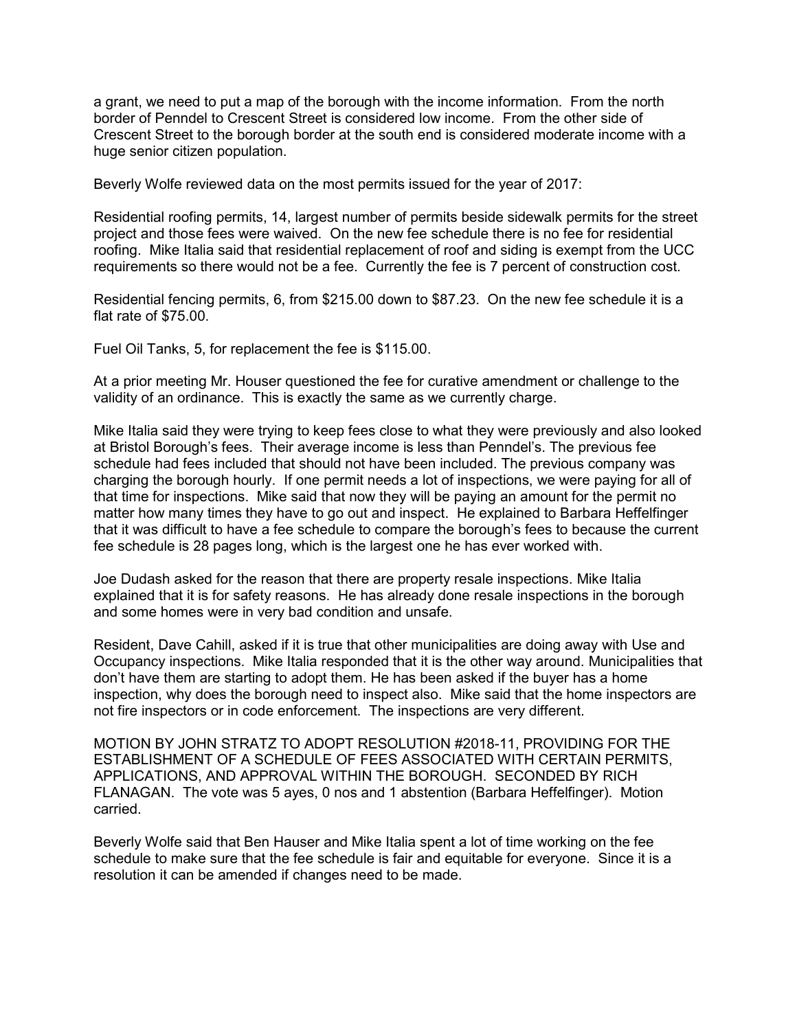a grant, we need to put a map of the borough with the income information. From the north border of Penndel to Crescent Street is considered low income. From the other side of Crescent Street to the borough border at the south end is considered moderate income with a huge senior citizen population.

Beverly Wolfe reviewed data on the most permits issued for the year of 2017:

Residential roofing permits, 14, largest number of permits beside sidewalk permits for the street project and those fees were waived. On the new fee schedule there is no fee for residential roofing. Mike Italia said that residential replacement of roof and siding is exempt from the UCC requirements so there would not be a fee. Currently the fee is 7 percent of construction cost.

Residential fencing permits, 6, from $215.00 down to $87.23. On the new fee schedule it is a flat rate of $75.00.

Fuel Oil Tanks, 5, for replacement the fee is $115.00.

At a prior meeting Mr. Houser questioned the fee for curative amendment or challenge to the validity of an ordinance. This is exactly the same as we currently charge.

Mike Italia said they were trying to keep fees close to what they were previously and also looked at Bristol Borough's fees. Their average income is less than Penndel's. The previous fee schedule had fees included that should not have been included. The previous company was charging the borough hourly. If one permit needs a lot of inspections, we were paying for all of that time for inspections. Mike said that now they will be paying an amount for the permit no matter how many times they have to go out and inspect. He explained to Barbara Heffelfinger that it was difficult to have a fee schedule to compare the borough's fees to because the current fee schedule is 28 pages long, which is the largest one he has ever worked with.

Joe Dudash asked for the reason that there are property resale inspections. Mike Italia explained that it is for safety reasons. He has already done resale inspections in the borough and some homes were in very bad condition and unsafe.

Resident, Dave Cahill, asked if it is true that other municipalities are doing away with Use and Occupancy inspections. Mike Italia responded that it is the other way around. Municipalities that don't have them are starting to adopt them. He has been asked if the buyer has a home inspection, why does the borough need to inspect also. Mike said that the home inspectors are not fire inspectors or in code enforcement. The inspections are very different.

MOTION BY JOHN STRATZ TO ADOPT RESOLUTION #2018-11, PROVIDING FOR THE ESTABLISHMENT OF A SCHEDULE OF FEES ASSOCIATED WITH CERTAIN PERMITS, APPLICATIONS, AND APPROVAL WITHIN THE BOROUGH. SECONDED BY RICH FLANAGAN. The vote was 5 ayes, 0 nos and 1 abstention (Barbara Heffelfinger). Motion carried.

Beverly Wolfe said that Ben Hauser and Mike Italia spent a lot of time working on the fee schedule to make sure that the fee schedule is fair and equitable for everyone. Since it is a resolution it can be amended if changes need to be made.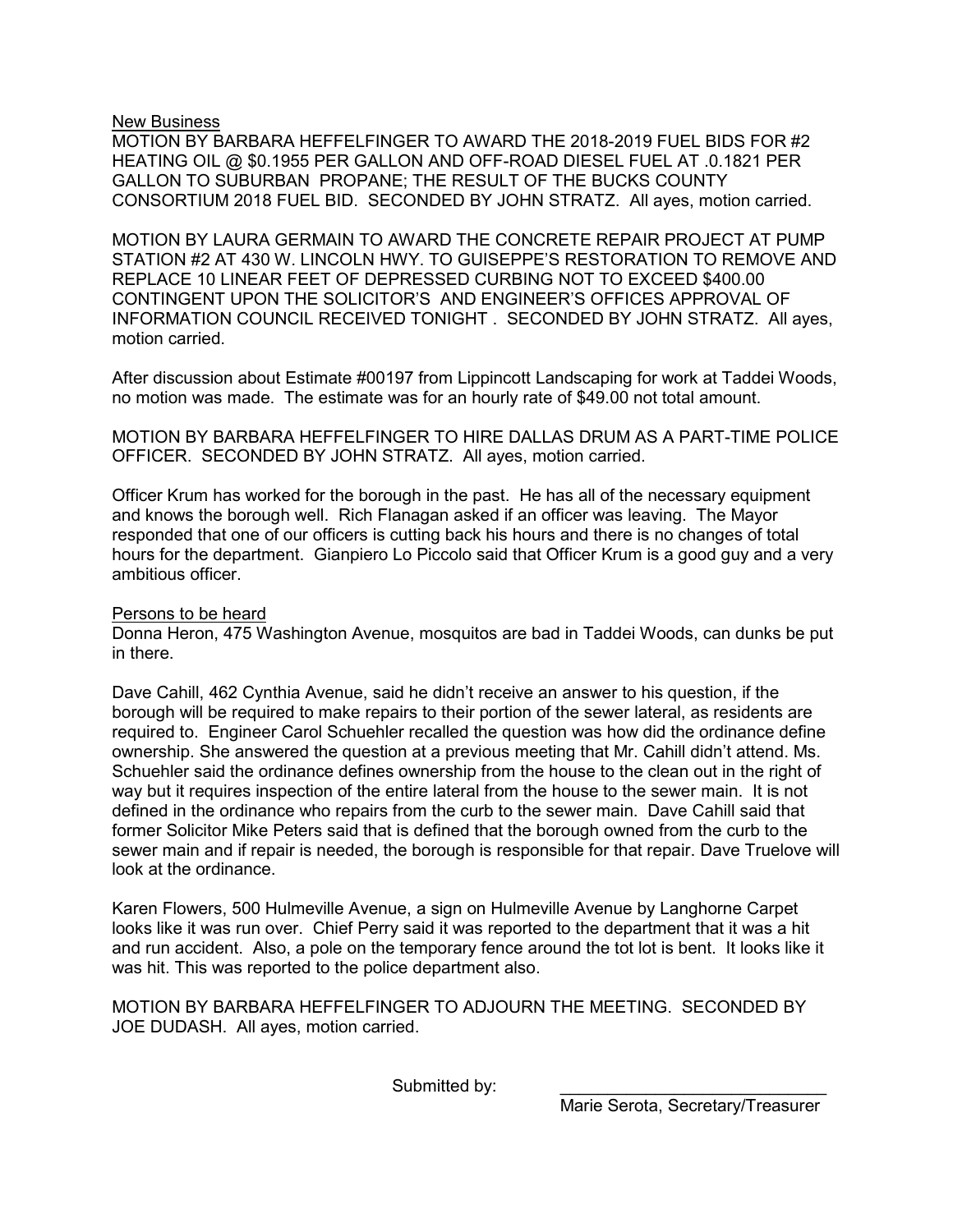New Business

MOTION BY BARBARA HEFFELFINGER TO AWARD THE 2018-2019 FUEL BIDS FOR #2 HEATING OIL @ $0.1955 PER GALLON AND OFF-ROAD DIESEL FUEL AT .0.1821 PER GALLON TO SUBURBAN PROPANE; THE RESULT OF THE BUCKS COUNTY CONSORTIUM 2018 FUEL BID. SECONDED BY JOHN STRATZ. All ayes, motion carried.

MOTION BY LAURA GERMAIN TO AWARD THE CONCRETE REPAIR PROJECT AT PUMP STATION #2 AT 430 W. LINCOLN HWY. TO GUISEPPE'S RESTORATION TO REMOVE AND REPLACE 10 LINEAR FEET OF DEPRESSED CURBING NOT TO EXCEED $400.00 CONTINGENT UPON THE SOLICITOR'S AND ENGINEER'S OFFICES APPROVAL OF INFORMATION COUNCIL RECEIVED TONIGHT . SECONDED BY JOHN STRATZ. All ayes, motion carried.

After discussion about Estimate #00197 from Lippincott Landscaping for work at Taddei Woods, no motion was made. The estimate was for an hourly rate of $49.00 not total amount.

MOTION BY BARBARA HEFFELFINGER TO HIRE DALLAS DRUM AS A PART-TIME POLICE OFFICER. SECONDED BY JOHN STRATZ. All ayes, motion carried.

Officer Krum has worked for the borough in the past. He has all of the necessary equipment and knows the borough well. Rich Flanagan asked if an officer was leaving. The Mayor responded that one of our officers is cutting back his hours and there is no changes of total hours for the department. Gianpiero Lo Piccolo said that Officer Krum is a good guy and a very ambitious officer.

Persons to be heard

Donna Heron, 475 Washington Avenue, mosquitos are bad in Taddei Woods, can dunks be put in there.

Dave Cahill, 462 Cynthia Avenue, said he didn't receive an answer to his question, if the borough will be required to make repairs to their portion of the sewer lateral, as residents are required to. Engineer Carol Schuehler recalled the question was how did the ordinance define ownership. She answered the question at a previous meeting that Mr. Cahill didn't attend. Ms. Schuehler said the ordinance defines ownership from the house to the clean out in the right of way but it requires inspection of the entire lateral from the house to the sewer main. It is not defined in the ordinance who repairs from the curb to the sewer main. Dave Cahill said that former Solicitor Mike Peters said that is defined that the borough owned from the curb to the sewer main and if repair is needed, the borough is responsible for that repair. Dave Truelove will look at the ordinance.

Karen Flowers, 500 Hulmeville Avenue, a sign on Hulmeville Avenue by Langhorne Carpet looks like it was run over. Chief Perry said it was reported to the department that it was a hit and run accident. Also, a pole on the temporary fence around the tot lot is bent. It looks like it was hit. This was reported to the police department also.

MOTION BY BARBARA HEFFELFINGER TO ADJOURN THE MEETING. SECONDED BY JOE DUDASH. All ayes, motion carried.

Submitted by: ____________________________

Marie Serota, Secretary/Treasurer